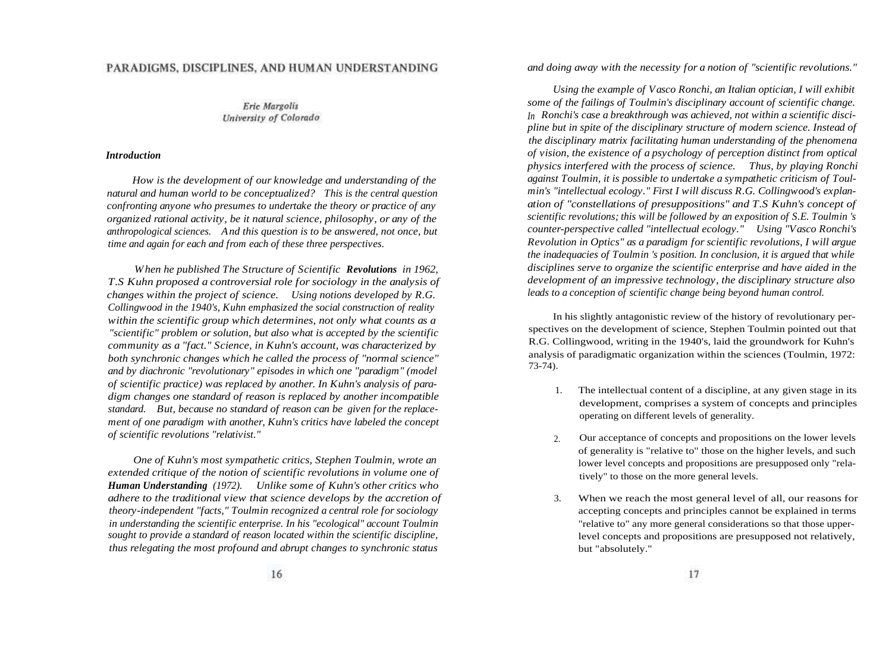# PARADIGMS, DISCIPLINES, AND HUMAN UNDERSTANDING

Eric Margolis
University of Colorado

## *Introduction*

*How is the development of our knowledge and understanding of the natural and human world to be conceptualized? This is the central question confronting anyone who presumes to undertake the theory or practice of any organized rational activity, be it natural science, philosophy, or any of the anthropological sciences. And this question is to be answered, not once, but time and again for each and from each of these three perspectives.*

*When he published The Structure of Scientific **Revolutions** in 1962, T.S Kuhn proposed a controversial role for sociology in the analysis of changes within the project of science. Using notions developed by R.G. Collingwood in the 1940's, Kuhn emphasized the social construction of reality within the scientific group which determines, not only what counts as a "scientific" problem or solution, but also what is accepted by the scientific community as a "fact." Science, in Kuhn's account, was characterized by both synchronic changes which he called the process of "normal science" and by diachronic "revolutionary" episodes in which one "paradigm" (model of scientific practice) was replaced by another. In Kuhn's analysis of paradigm changes one standard of reason is replaced by another incompatible standard. But, because no standard of reason can be given for the replacement of one paradigm with another, Kuhn's critics have labeled the concept of scientific revolutions "relativist."*

*One of Kuhn's most sympathetic critics, Stephen Toulmin, wrote an extended critique of the notion of scientific revolutions in volume one of **Human Understanding** (1972). Unlike some of Kuhn's other critics who adhere to the traditional view that science develops by the accretion of theory-independent "facts," Toulmin recognized a central role for sociology in understanding the scientific enterprise. In his "ecological" account Toulmin sought to provide a standard of reason located within the scientific discipline, thus relegating the most profound and abrupt changes to synchronic status and doing away with the necessity for a notion of "scientific revolutions."*

*Using the example of Vasco Ronchi, an Italian optician, I will exhibit some of the failings of Toulmin's disciplinary account of scientific change. In Ronchi's case a breakthrough was achieved, not within a scientific discipline but in spite of the disciplinary structure of modern science. Instead of the disciplinary matrix facilitating human understanding of the phenomena of vision, the existence of a psychology of perception distinct from optical physics interfered with the process of science. Thus, by playing Ronchi against Toulmin, it is possible to undertake a sympathetic criticism of Toulmin's "intellectual ecology." First I will discuss R.G. Collingwood's explanation of "constellations of presuppositions" and T.S Kuhn's concept of scientific revolutions; this will be followed by an exposition of S.E. Toulmin's counter-perspective called "intellectual ecology." Using "Vasco Ronchi's Revolution in Optics" as a paradigm for scientific revolutions, I will argue the inadequacies of Toulmin's position. In conclusion, it is argued that while disciplines serve to organize the scientific enterprise and have aided in the development of an impressive technology, the disciplinary structure also leads to a conception of scientific change being beyond human control.*

In his slightly antagonistic review of the history of revolutionary perspectives on the development of science, Stephen Toulmin pointed out that R.G. Collingwood, writing in the 1940's, laid the groundwork for Kuhn's analysis of paradigmatic organization within the sciences (Toulmin, 1972: 73-74).

1. The intellectual content of a discipline, at any given stage in its development, comprises a system of concepts and principles operating on different levels of generality.

2. Our acceptance of concepts and propositions on the lower levels of generality is "relative to" those on the higher levels, and such lower level concepts and propositions are presupposed only "relatively" to those on the more general levels.

3. When we reach the most general level of all, our reasons for accepting concepts and principles cannot be explained in terms "relative to" any more general considerations so that those upper-level concepts and propositions are presupposed not relatively, but "absolutely."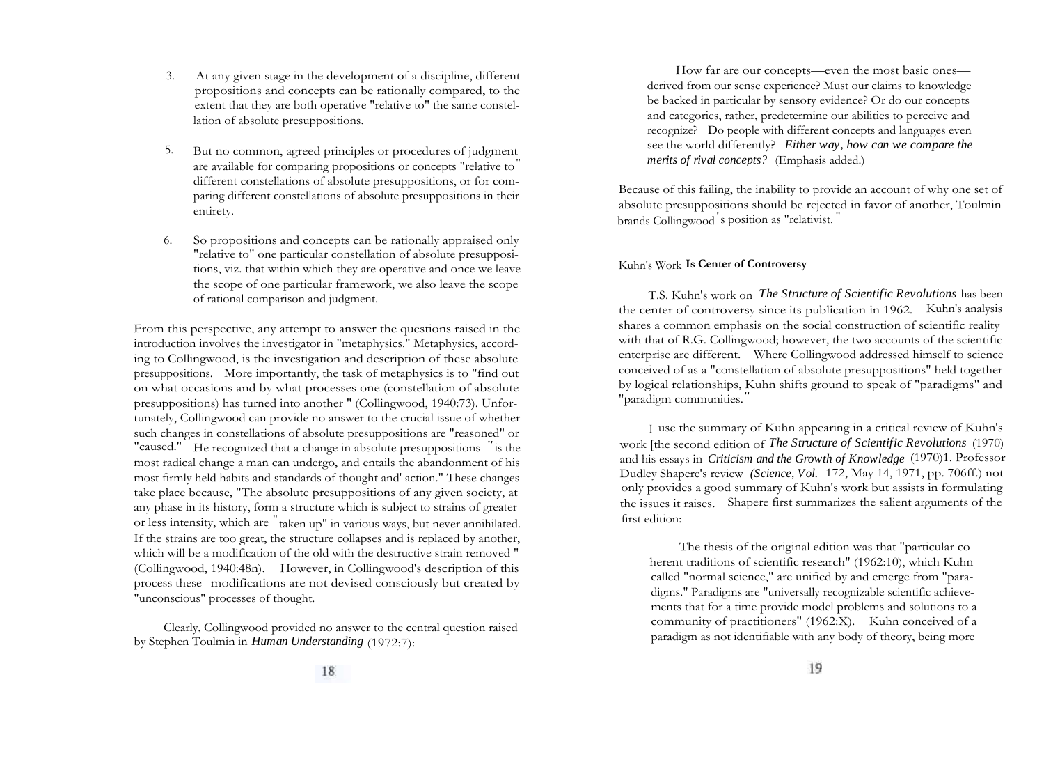3. At any given stage in the development of a discipline, different propositions and concepts can be rationally compared, to the extent that they are both operative "relative to" the same constellation of absolute presuppositions.

5. But no common, agreed principles or procedures of judgment are available for comparing propositions or concepts "relative to" different constellations of absolute presuppositions, or for comparing different constellations of absolute presuppositions in their entirety.

6. So propositions and concepts can be rationally appraised only "relative to" one particular constellation of absolute presuppositions, viz. that within which they are operative and once we leave the scope of one particular framework, we also leave the scope of rational comparison and judgment.

From this perspective, any attempt to answer the questions raised in the introduction involves the investigator in "metaphysics." Metaphysics, according to Collingwood, is the investigation and description of these absolute presuppositions. More importantly, the task of metaphysics is to "find out on what occasions and by what processes one (constellation of absolute presuppositions) has turned into another " (Collingwood, 1940:73). Unfortunately, Collingwood can provide no answer to the crucial issue of whether such changes in constellations of absolute presuppositions are "reasoned" or "caused." He recognized that a change in absolute presuppositions "is the most radical change a man can undergo, and entails the abandonment of his most firmly held habits and standards of thought and' action." These changes take place because, "The absolute presuppositions of any given society, at any phase in its history, form a structure which is subject to strains of greater or less intensity, which are "taken up" in various ways, but never annihilated. If the strains are too great, the structure collapses and is replaced by another, which will be a modification of the old with the destructive strain removed " (Collingwood, 1940:48n). However, in Collingwood's description of this process these modifications are not devised consciously but created by "unconscious" processes of thought.

Clearly, Collingwood provided no answer to the central question raised by Stephen Toulmin in *Human Understanding* (1972:7):

> How far are our concepts—even the most basic ones—derived from our sense experience? Must our claims to knowledge be backed in particular by sensory evidence? Or do our concepts and categories, rather, predetermine our abilities to perceive and recognize? Do people with different concepts and languages even see the world differently? ***Either way, how can we compare the merits of rival concepts?*** (Emphasis added.)

Because of this failing, the inability to provide an account of why one set of absolute presuppositions should be rejected in favor of another, Toulmin brands Collingwood's position as "relativist."

### Kuhn's Work **Is Center of Controversy**

T.S. Kuhn's work on *The Structure of Scientific Revolutions* has been the center of controversy since its publication in 1962. Kuhn's analysis shares a common emphasis on the social construction of scientific reality with that of R.G. Collingwood; however, the two accounts of the scientific enterprise are different. Where Collingwood addressed himself to science conceived of as a "constellation of absolute presuppositions" held together by logical relationships, Kuhn shifts ground to speak of "paradigms" and "paradigm communities."

I use the summary of Kuhn appearing in a critical review of Kuhn's work [the second edition of *The Structure of Scientific Revolutions* (1970) and his essays in *Criticism and the Growth of Knowledge* (1970)1. Professor Dudley Shapere's review *(Science, Vol.* 172, May 14, 1971, pp. 706ff.) not only provides a good summary of Kuhn's work but assists in formulating the issues it raises. Shapere first summarizes the salient arguments of the first edition:

> The thesis of the original edition was that "particular coherent traditions of scientific research" (1962:10), which Kuhn called "normal science," are unified by and emerge from "paradigms." Paradigms are "universally recognizable scientific achievements that for a time provide model problems and solutions to a community of practitioners" (1962:X). Kuhn conceived of a paradigm as not identifiable with any body of theory, being more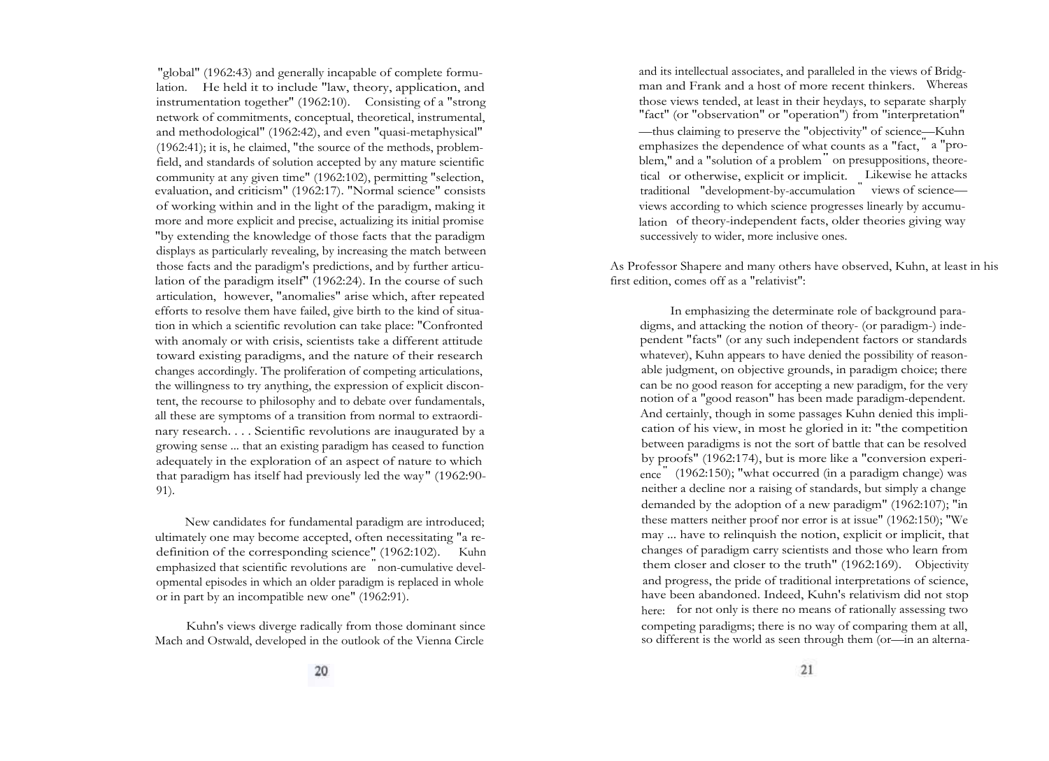"global" (1962:43) and generally incapable of complete formulation. He held it to include "law, theory, application, and instrumentation together" (1962:10). Consisting of a "strong network of commitments, conceptual, theoretical, instrumental, and methodological" (1962:42), and even "quasi-metaphysical" (1962:41); it is, he claimed, "the source of the methods, problem-field, and standards of solution accepted by any mature scientific community at any given time" (1962:102), permitting "selection, evaluation, and criticism" (1962:17). "Normal science" consists of working within and in the light of the paradigm, making it more and more explicit and precise, actualizing its initial promise "by extending the knowledge of those facts that the paradigm displays as particularly revealing, by increasing the match between those facts and the paradigm's predictions, and by further articulation of the paradigm itself" (1962:24). In the course of such articulation, however, "anomalies" arise which, after repeated efforts to resolve them have failed, give birth to the kind of situation in which a scientific revolution can take place: "Confronted with anomaly or with crisis, scientists take a different attitude toward existing paradigms, and the nature of their research changes accordingly. The proliferation of competing articulations, the willingness to try anything, the expression of explicit discontent, the recourse to philosophy and to debate over fundamentals, all these are symptoms of a transition from normal to extraordinary research. . . . Scientific revolutions are inaugurated by a growing sense ... that an existing paradigm has ceased to function adequately in the exploration of an aspect of nature to which that paradigm has itself had previously led the way" (1962:90-91).

New candidates for fundamental paradigm are introduced; ultimately one may become accepted, often necessitating "a re-definition of the corresponding science" (1962:102). Kuhn emphasized that scientific revolutions are "non-cumulative developmental episodes in which an older paradigm is replaced in whole or in part by an incompatible new one" (1962:91).

Kuhn's views diverge radically from those dominant since Mach and Ostwald, developed in the outlook of the Vienna Circle and its intellectual associates, and paralleled in the views of Bridgman and Frank and a host of more recent thinkers. Whereas those views tended, at least in their heydays, to separate sharply "fact" (or "observation" or "operation") from "interpretation"—thus claiming to preserve the "objectivity" of science—Kuhn emphasizes the dependence of what counts as a "fact," a "problem," and a "solution of a problem" on presuppositions, theoretical or otherwise, explicit or implicit. Likewise he attacks traditional "development-by-accumulation" views of science—views according to which science progresses linearly by accumulation of theory-independent facts, older theories giving way successively to wider, more inclusive ones.

As Professor Shapere and many others have observed, Kuhn, at least in his first edition, comes off as a "relativist":

> In emphasizing the determinate role of background paradigms, and attacking the notion of theory- (or paradigm-) independent "facts" (or any such independent factors or standards whatever), Kuhn appears to have denied the possibility of reasonable judgment, on objective grounds, in paradigm choice; there can be no good reason for accepting a new paradigm, for the very notion of a "good reason" has been made paradigm-dependent. And certainly, though in some passages Kuhn denied this implication of his view, in most he gloried in it: "the competition between paradigms is not the sort of battle that can be resolved by proofs" (1962:174), but is more like a "conversion experience" (1962:150); "what occurred (in a paradigm change) was neither a decline nor a raising of standards, but simply a change demanded by the adoption of a new paradigm" (1962:107); "in these matters neither proof nor error is at issue" (1962:150); "We may ... have to relinquish the notion, explicit or implicit, that changes of paradigm carry scientists and those who learn from them closer and closer to the truth" (1962:169). Objectivity and progress, the pride of traditional interpretations of science, have been abandoned. Indeed, Kuhn's relativism did not stop here: for not only is there no means of rationally assessing two competing paradigms; there is no way of comparing them at all, so different is the world as seen through them (or—in an alterna-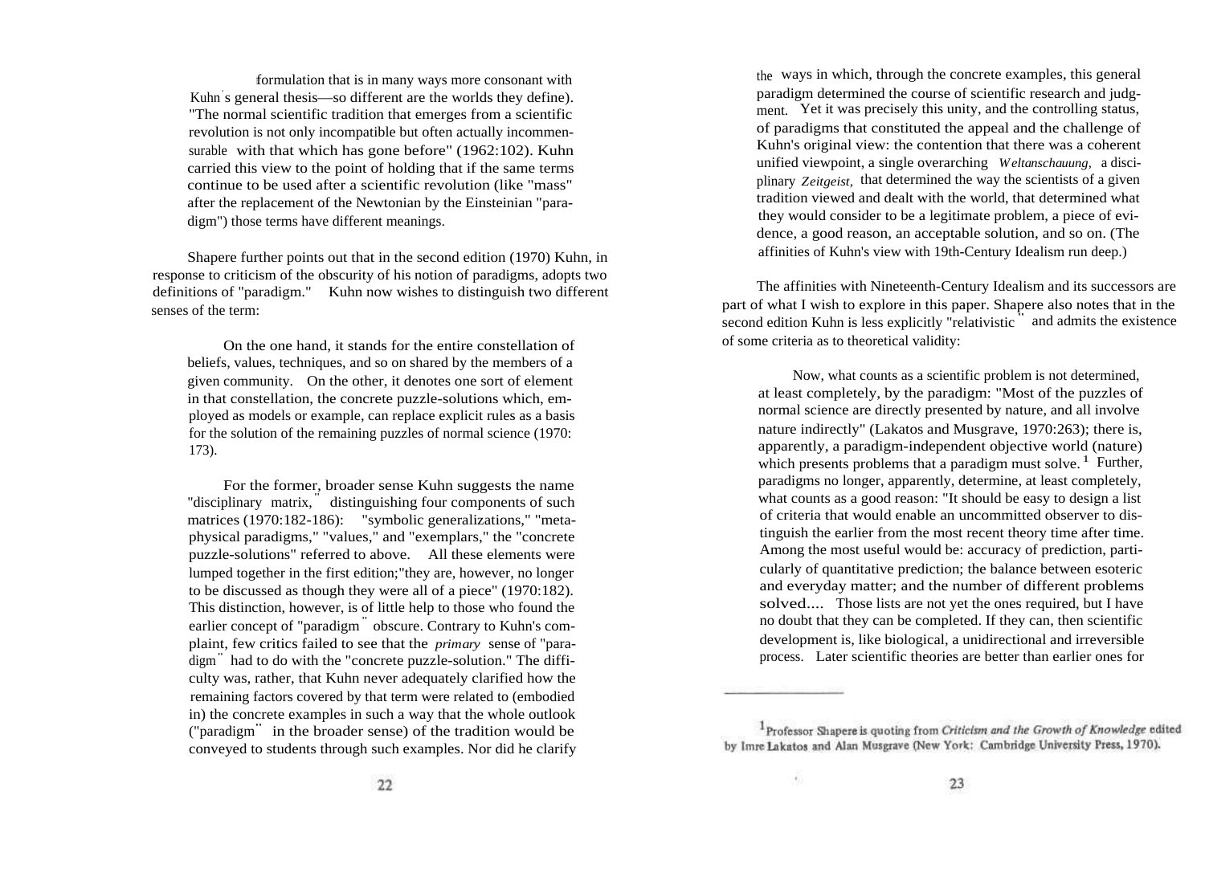formulation that is in many ways more consonant with Kuhn's general thesis—so different are the worlds they define). "The normal scientific tradition that emerges from a scientific revolution is not only incompatible but often actually incommensurable with that which has gone before" (1962:102). Kuhn carried this view to the point of holding that if the same terms continue to be used after a scientific revolution (like "mass" after the replacement of the Newtonian by the Einsteinian "paradigm") those terms have different meanings.

Shapere further points out that in the second edition (1970) Kuhn, in response to criticism of the obscurity of his notion of paradigms, adopts two definitions of "paradigm." Kuhn now wishes to distinguish two different senses of the term:

> On the one hand, it stands for the entire constellation of beliefs, values, techniques, and so on shared by the members of a given community. On the other, it denotes one sort of element in that constellation, the concrete puzzle-solutions which, employed as models or example, can replace explicit rules as a basis for the solution of the remaining puzzles of normal science (1970: 173).

For the former, broader sense Kuhn suggests the name "disciplinary matrix," distinguishing four components of such matrices (1970:182-186): "symbolic generalizations," "metaphysical paradigms," "values," and "exemplars," the "concrete puzzle-solutions" referred to above. All these elements were lumped together in the first edition;"they are, however, no longer to be discussed as though they were all of a piece" (1970:182). This distinction, however, is of little help to those who found the earlier concept of "paradigm" obscure. Contrary to Kuhn's complaint, few critics failed to see that the *primary* sense of "paradigm" had to do with the "concrete puzzle-solution." The difficulty was, rather, that Kuhn never adequately clarified how the remaining factors covered by that term were related to (embodied in) the concrete examples in such a way that the whole outlook ("paradigm" in the broader sense) of the tradition would be conveyed to students through such examples. Nor did he clarify the ways in which, through the concrete examples, this general paradigm determined the course of scientific research and judgment. Yet it was precisely this unity, and the controlling status, of paradigms that constituted the appeal and the challenge of Kuhn's original view: the contention that there was a coherent unified viewpoint, a single overarching *Weltanschauung,* a disciplinary *Zeitgeist,* that determined the way the scientists of a given tradition viewed and dealt with the world, that determined what they would consider to be a legitimate problem, a piece of evidence, a good reason, an acceptable solution, and so on. (The affinities of Kuhn's view with 19th-Century Idealism run deep.)

The affinities with Nineteenth-Century Idealism and its successors are part of what I wish to explore in this paper. Shapere also notes that in the second edition Kuhn is less explicitly "relativistic" and admits the existence of some criteria as to theoretical validity:

> Now, what counts as a scientific problem is not determined, at least completely, by the paradigm: "Most of the puzzles of normal science are directly presented by nature, and all involve nature indirectly" (Lakatos and Musgrave, 1970:263); there is, apparently, a paradigm-independent objective world (nature) which presents problems that a paradigm must solve.[1] Further, paradigms no longer, apparently, determine, at least completely, what counts as a good reason: "It should be easy to design a list of criteria that would enable an uncommitted observer to distinguish the earlier from the most recent theory time after time. Among the most useful would be: accuracy of prediction, particularly of quantitative prediction; the balance between esoteric and everyday matter; and the number of different problems solved.... Those lists are not yet the ones required, but I have no doubt that they can be completed. If they can, then scientific development is, like biological, a unidirectional and irreversible process. Later scientific theories are better than earlier ones for

---

[1] Professor Shapere is quoting from *Criticism and the Growth of Knowledge* edited by Imre Lakatos and Alan Musgrave (New York: Cambridge University Press, 1970).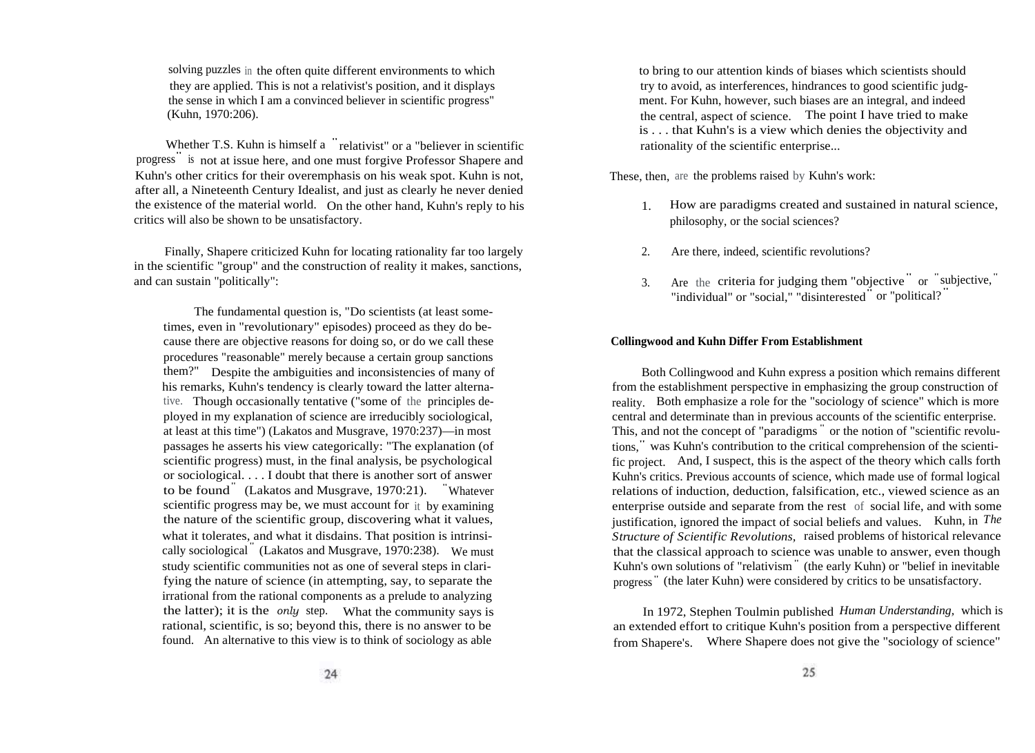solving puzzles in the often quite different environments to which they are applied. This is not a relativist's position, and it displays the sense in which I am a convinced believer in scientific progress" (Kuhn, 1970:206).

Whether T.S. Kuhn is himself a "relativist" or a "believer in scientific progress" is not at issue here, and one must forgive Professor Shapere and Kuhn's other critics for their overemphasis on his weak spot. Kuhn is not, after all, a Nineteenth Century Idealist, and just as clearly he never denied the existence of the material world. On the other hand, Kuhn's reply to his critics will also be shown to be unsatisfactory.

Finally, Shapere criticized Kuhn for locating rationality far too largely in the scientific "group" and the construction of reality it makes, sanctions, and can sustain "politically":

> The fundamental question is, "Do scientists (at least sometimes, even in "revolutionary" episodes) proceed as they do because there are objective reasons for doing so, or do we call these procedures "reasonable" merely because a certain group sanctions them?" Despite the ambiguities and inconsistencies of many of his remarks, Kuhn's tendency is clearly toward the latter alternative. Though occasionally tentative ("some of the principles deployed in my explanation of science are irreducibly sociological, at least at this time") (Lakatos and Musgrave, 1970:237)—in most passages he asserts his view categorically: "The explanation (of scientific progress) must, in the final analysis, be psychological or sociological. . . . I doubt that there is another sort of answer to be found" (Lakatos and Musgrave, 1970:21). "Whatever scientific progress may be, we must account for it by examining the nature of the scientific group, discovering what it values, what it tolerates, and what it disdains. That position is intrinsically sociological" (Lakatos and Musgrave, 1970:238). We must study scientific communities not as one of several steps in clarifying the nature of science (in attempting, say, to separate the irrational from the rational components as a prelude to analyzing the latter); it is the *only* step. What the community says is rational, scientific, is so; beyond this, there is no answer to be found. An alternative to this view is to think of sociology as able to bring to our attention kinds of biases which scientists should try to avoid, as interferences, hindrances to good scientific judgment. For Kuhn, however, such biases are an integral, and indeed the central, aspect of science. The point I have tried to make is . . . that Kuhn's is a view which denies the objectivity and rationality of the scientific enterprise...

These, then, are the problems raised by Kuhn's work:

1. How are paradigms created and sustained in natural science, philosophy, or the social sciences?
2. Are there, indeed, scientific revolutions?
3. Are the criteria for judging them "objective" or "subjective," "individual" or "social," "disinterested" or "political?"

### Collingwood and Kuhn Differ From Establishment

Both Collingwood and Kuhn express a position which remains different from the establishment perspective in emphasizing the group construction of reality. Both emphasize a role for the "sociology of science" which is more central and determinate than in previous accounts of the scientific enterprise. This, and not the concept of "paradigms" or the notion of "scientific revolutions," was Kuhn's contribution to the critical comprehension of the scientific project. And, I suspect, this is the aspect of the theory which calls forth Kuhn's critics. Previous accounts of science, which made use of formal logical relations of induction, deduction, falsification, etc., viewed science as an enterprise outside and separate from the rest of social life, and with some justification, ignored the impact of social beliefs and values. Kuhn, in *The Structure of Scientific Revolutions,* raised problems of historical relevance that the classical approach to science was unable to answer, even though Kuhn's own solutions of "relativism" (the early Kuhn) or "belief in inevitable progress" (the later Kuhn) were considered by critics to be unsatisfactory.

In 1972, Stephen Toulmin published *Human Understanding,* which is an extended effort to critique Kuhn's position from a perspective different from Shapere's. Where Shapere does not give the "sociology of science"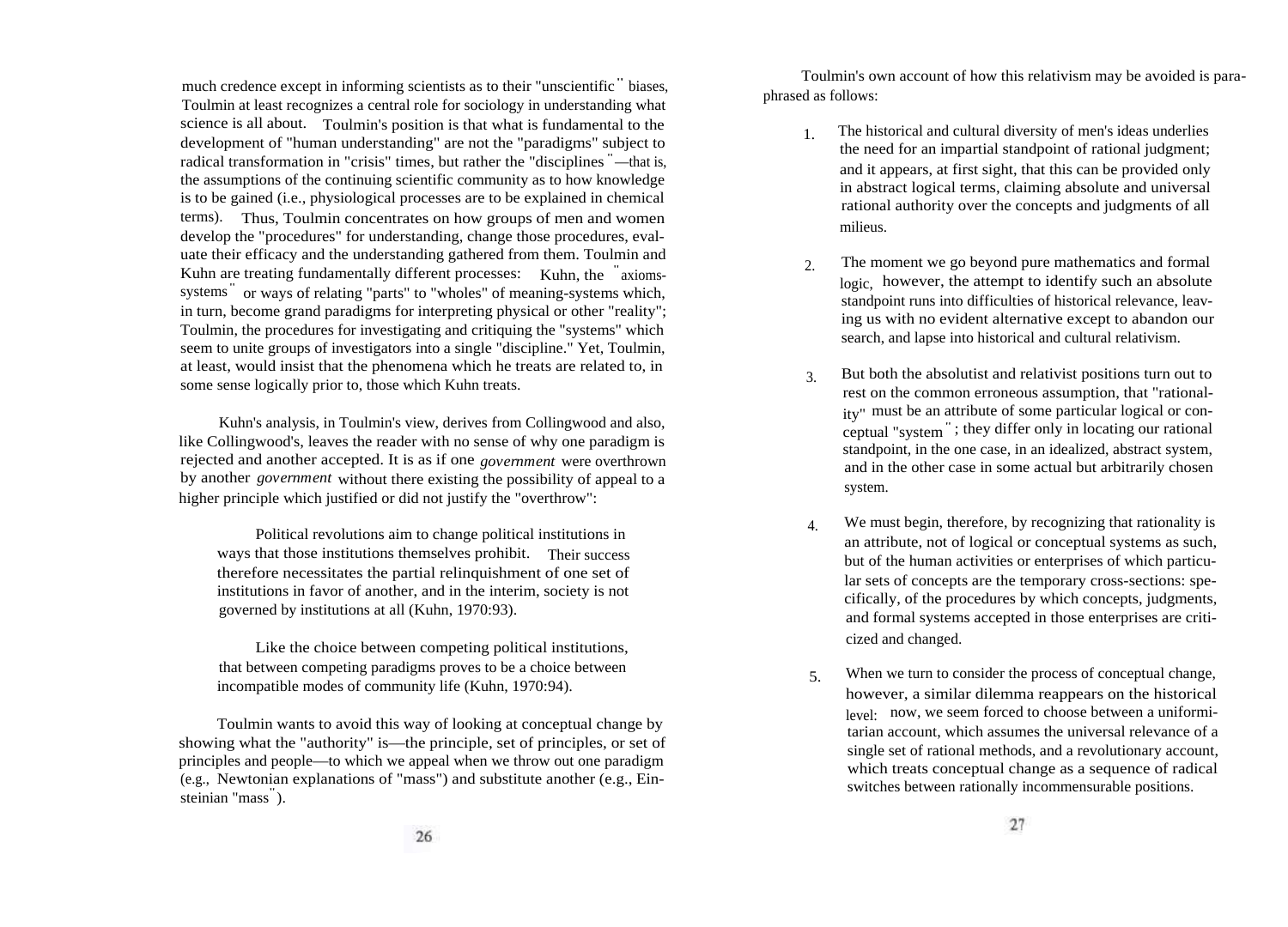much credence except in informing scientists as to their "unscientific" biases, Toulmin at least recognizes a central role for sociology in understanding what science is all about. Toulmin's position is that what is fundamental to the development of "human understanding" are not the "paradigms" subject to radical transformation in "crisis" times, but rather the "disciplines"—that is, the assumptions of the continuing scientific community as to how knowledge is to be gained (i.e., physiological processes are to be explained in chemical terms). Thus, Toulmin concentrates on how groups of men and women develop the "procedures" for understanding, change those procedures, evaluate their efficacy and the understanding gathered from them. Toulmin and Kuhn are treating fundamentally different processes: Kuhn, the "axioms-systems" or ways of relating "parts" to "wholes" of meaning-systems which, in turn, become grand paradigms for interpreting physical or other "reality"; Toulmin, the procedures for investigating and critiquing the "systems" which seem to unite groups of investigators into a single "discipline." Yet, Toulmin, at least, would insist that the phenomena which he treats are related to, in some sense logically prior to, those which Kuhn treats.

Kuhn's analysis, in Toulmin's view, derives from Collingwood and also, like Collingwood's, leaves the reader with no sense of why one paradigm is rejected and another accepted. It is as if one *government* were overthrown by another *government* without there existing the possibility of appeal to a higher principle which justified or did not justify the "overthrow":

> Political revolutions aim to change political institutions in ways that those institutions themselves prohibit. Their success therefore necessitates the partial relinquishment of one set of institutions in favor of another, and in the interim, society is not governed by institutions at all (Kuhn, 1970:93).
>
> Like the choice between competing political institutions, that between competing paradigms proves to be a choice between incompatible modes of community life (Kuhn, 1970:94).

Toulmin wants to avoid this way of looking at conceptual change by showing what the "authority" is—the principle, set of principles, or set of principles and people—to which we appeal when we throw out one paradigm (e.g., Newtonian explanations of "mass") and substitute another (e.g., Einsteinian "mass").

Toulmin's own account of how this relativism may be avoided is paraphrased as follows:

1. The historical and cultural diversity of men's ideas underlies the need for an impartial standpoint of rational judgment; and it appears, at first sight, that this can be provided only in abstract logical terms, claiming absolute and universal rational authority over the concepts and judgments of all milieus.

2. The moment we go beyond pure mathematics and formal logic, however, the attempt to identify such an absolute standpoint runs into difficulties of historical relevance, leaving us with no evident alternative except to abandon our search, and lapse into historical and cultural relativism.

3. But both the absolutist and relativist positions turn out to rest on the common erroneous assumption, that "rationality" must be an attribute of some particular logical or conceptual "system"; they differ only in locating our rational standpoint, in the one case, in an idealized, abstract system, and in the other case in some actual but arbitrarily chosen system.

4. We must begin, therefore, by recognizing that rationality is an attribute, not of logical or conceptual systems as such, but of the human activities or enterprises of which particular sets of concepts are the temporary cross-sections: specifically, of the procedures by which concepts, judgments, and formal systems accepted in those enterprises are criticized and changed.

5. When we turn to consider the process of conceptual change, however, a similar dilemma reappears on the historical level: now, we seem forced to choose between a uniformitarian account, which assumes the universal relevance of a single set of rational methods, and a revolutionary account, which treats conceptual change as a sequence of radical switches between rationally incommensurable positions.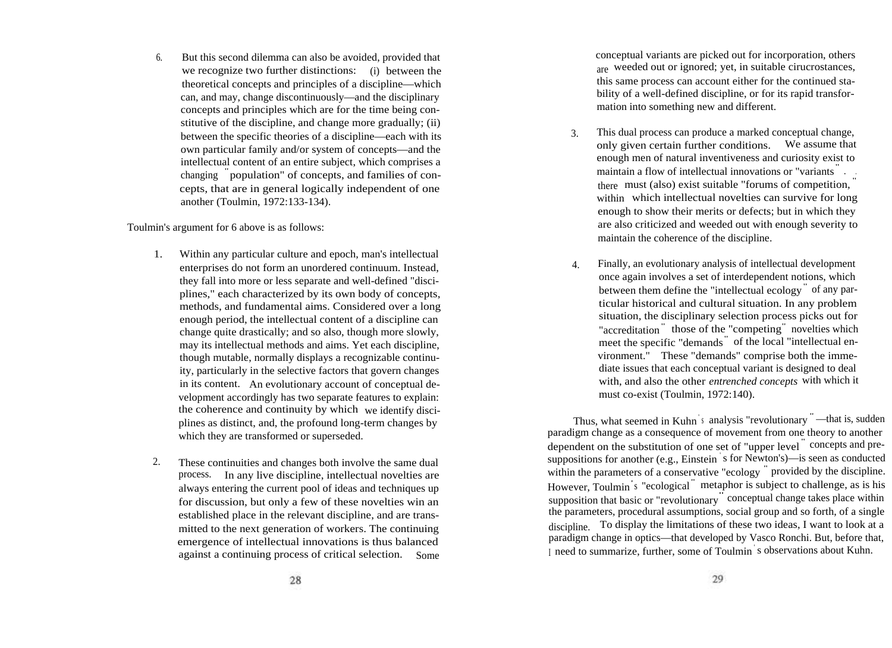6. But this second dilemma can also be avoided, provided that we recognize two further distinctions: (i) between the theoretical concepts and principles of a discipline—which can, and may, change discontinuously—and the disciplinary concepts and principles which are for the time being constitutive of the discipline, and change more gradually; (ii) between the specific theories of a discipline—each with its own particular family and/or system of concepts—and the intellectual content of an entire subject, which comprises a changing "population" of concepts, and families of concepts, that are in general logically independent of one another (Toulmin, 1972:133-134).

Toulmin's argument for 6 above is as follows:

1. Within any particular culture and epoch, man's intellectual enterprises do not form an unordered continuum. Instead, they fall into more or less separate and well-defined "disciplines," each characterized by its own body of concepts, methods, and fundamental aims. Considered over a long enough period, the intellectual content of a discipline can change quite drastically; and so also, though more slowly, may its intellectual methods and aims. Yet each discipline, though mutable, normally displays a recognizable continuity, particularly in the selective factors that govern changes in its content. An evolutionary account of conceptual development accordingly has two separate features to explain: the coherence and continuity by which we identify disciplines as distinct, and, the profound long-term changes by which they are transformed or superseded.

2. These continuities and changes both involve the same dual process. In any live discipline, intellectual novelties are always entering the current pool of ideas and techniques up for discussion, but only a few of these novelties win an established place in the relevant discipline, and are transmitted to the next generation of workers. The continuing emergence of intellectual innovations is thus balanced against a continuing process of critical selection. Some conceptual variants are picked out for incorporation, others are weeded out or ignored; yet, in suitable cirucrostances, this same process can account either for the continued stability of a well-defined discipline, or for its rapid transformation into something new and different.

3. This dual process can produce a marked conceptual change, only given certain further conditions. We assume that enough men of natural inventiveness and curiosity exist to maintain a flow of intellectual innovations or "variants". there must (also) exist suitable "forums of competition," within which intellectual novelties can survive for long enough to show their merits or defects; but in which they are also criticized and weeded out with enough severity to maintain the coherence of the discipline.

4. Finally, an evolutionary analysis of intellectual development once again involves a set of interdependent notions, which between them define the "intellectual ecology" of any particular historical and cultural situation. In any problem situation, the disciplinary selection process picks out for "accreditation" those of the "competing" novelties which meet the specific "demands" of the local "intellectual environment." These "demands" comprise both the immediate issues that each conceptual variant is designed to deal with, and also the other *entrenched concepts* with which it must co-exist (Toulmin, 1972:140).

Thus, what seemed in Kuhn's analysis "revolutionary"—that is, sudden paradigm change as a consequence of movement from one theory to another dependent on the substitution of one set of "upper level" concepts and presuppositions for another (e.g., Einstein's for Newton's)—is seen as conducted within the parameters of a conservative "ecology" provided by the discipline. However, Toulmin's "ecological" metaphor is subject to challenge, as is his supposition that basic or "revolutionary" conceptual change takes place within the parameters, procedural assumptions, social group and so forth, of a single discipline. To display the limitations of these two ideas, I want to look at a paradigm change in optics—that developed by Vasco Ronchi. But, before that, I need to summarize, further, some of Toulmin's observations about Kuhn.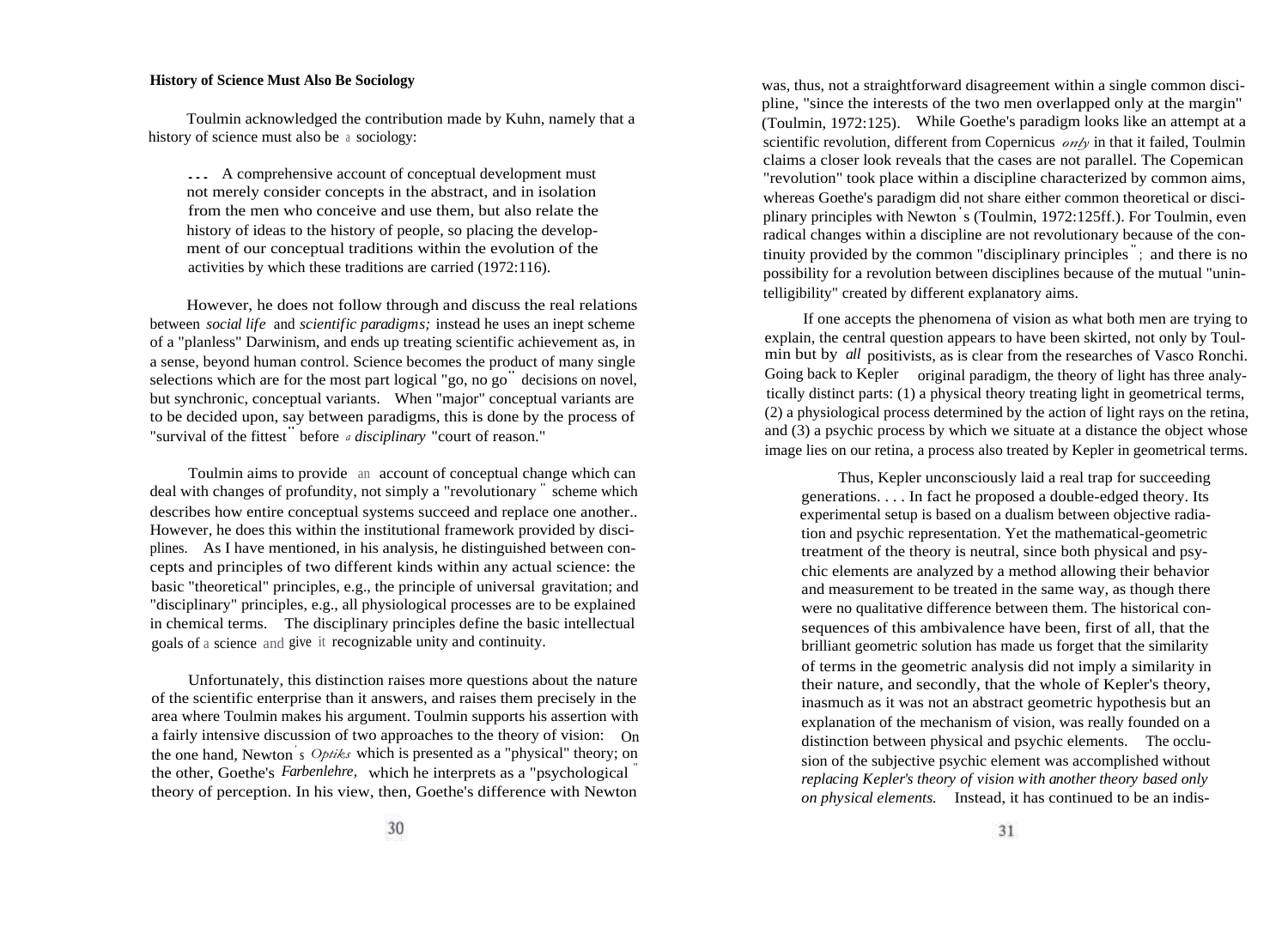### History of Science Must Also Be Sociology

Toulmin acknowledged the contribution made by Kuhn, namely that a history of science must also be a sociology:

> ... A comprehensive account of conceptual development must not merely consider concepts in the abstract, and in isolation from the men who conceive and use them, but also relate the history of ideas to the history of people, so placing the development of our conceptual traditions within the evolution of the activities by which these traditions are carried (1972:116).

However, he does not follow through and discuss the real relations between *social life* and *scientific paradigms;* instead he uses an inept scheme of a "planless" Darwinism, and ends up treating scientific achievement as, in a sense, beyond human control. Science becomes the product of many single selections which are for the most part logical "go, no go" decisions on novel, but synchronic, conceptual variants. When "major" conceptual variants are to be decided upon, say between paradigms, this is done by the process of "survival of the fittest" before *a disciplinary* "court of reason."

Toulmin aims to provide an account of conceptual change which can deal with changes of profundity, not simply a "revolutionary" scheme which describes how entire conceptual systems succeed and replace one another.. However, he does this within the institutional framework provided by disciplines. As I have mentioned, in his analysis, he distinguished between concepts and principles of two different kinds within any actual science: the basic "theoretical" principles, e.g., the principle of universal gravitation; and "disciplinary" principles, e.g., all physiological processes are to be explained in chemical terms. The disciplinary principles define the basic intellectual goals of a science and give it recognizable unity and continuity.

Unfortunately, this distinction raises more questions about the nature of the scientific enterprise than it answers, and raises them precisely in the area where Toulmin makes his argument. Toulmin supports his assertion with a fairly intensive discussion of two approaches to the theory of vision: On the one hand, Newton's *Optiks* which is presented as a "physical" theory; on the other, Goethe's *Farbenlehre,* which he interprets as a "psychological" theory of perception. In his view, then, Goethe's difference with Newton was, thus, not a straightforward disagreement within a single common discipline, "since the interests of the two men overlapped only at the margin" (Toulmin, 1972:125). While Goethe's paradigm looks like an attempt at a scientific revolution, different from Copernicus *only* in that it failed, Toulmin claims a closer look reveals that the cases are not parallel. The Copernican "revolution" took place within a discipline characterized by common aims, whereas Goethe's paradigm did not share either common theoretical or disciplinary principles with Newton's (Toulmin, 1972:125ff.). For Toulmin, even radical changes within a discipline are not revolutionary because of the continuity provided by the common "disciplinary principles"; and there is no possibility for a revolution between disciplines because of the mutual "unintelligibility" created by different explanatory aims.

If one accepts the phenomena of vision as what both men are trying to explain, the central question appears to have been skirted, not only by Toulmin but by *all* positivists, as is clear from the researches of Vasco Ronchi. Going back to Kepler original paradigm, the theory of light has three analytically distinct parts: (1) a physical theory treating light in geometrical terms, (2) a physiological process determined by the action of light rays on the retina, and (3) a psychic process by which we situate at a distance the object whose image lies on our retina, a process also treated by Kepler in geometrical terms.

> Thus, Kepler unconsciously laid a real trap for succeeding generations. . . . In fact he proposed a double-edged theory. Its experimental setup is based on a dualism between objective radiation and psychic representation. Yet the mathematical-geometric treatment of the theory is neutral, since both physical and psychic elements are analyzed by a method allowing their behavior and measurement to be treated in the same way, as though there were no qualitative difference between them. The historical consequences of this ambivalence have been, first of all, that the brilliant geometric solution has made us forget that the similarity of terms in the geometric analysis did not imply a similarity in their nature, and secondly, that the whole of Kepler's theory, inasmuch as it was not an abstract geometric hypothesis but an explanation of the mechanism of vision, was really founded on a distinction between physical and psychic elements. The occlusion of the subjective psychic element was accomplished without *replacing Kepler's theory of vision with another theory based only on physical elements.* Instead, it has continued to be an indis-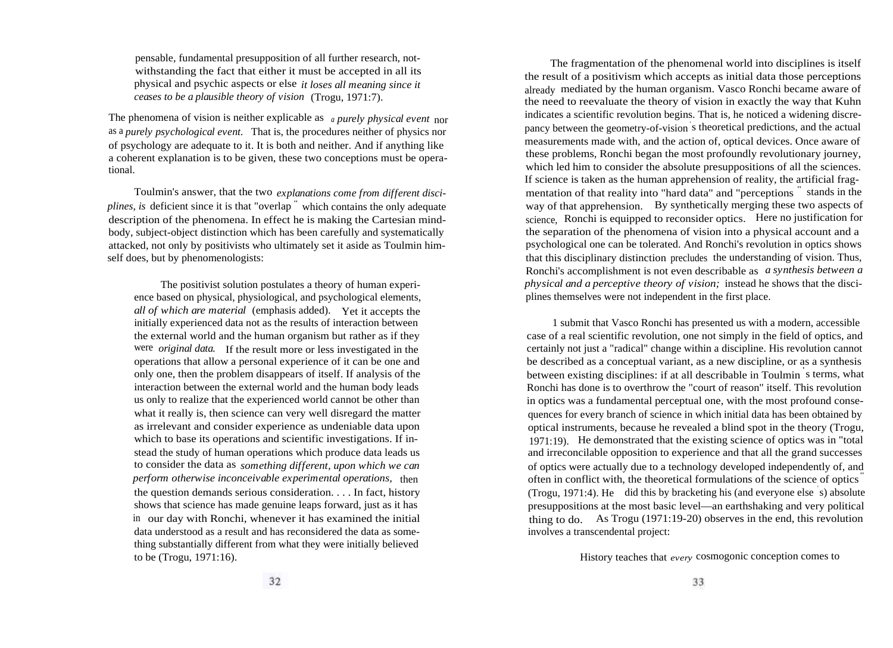pensable, fundamental presupposition of all further research, notwithstanding the fact that either it must be accepted in all its physical and psychic aspects or else *it loses all meaning since it ceases to be a plausible theory of vision* (Trogu, 1971:7).

The phenomena of vision is neither explicable as *a purely physical event* nor as a *purely psychological event*. That is, the procedures neither of physics nor of psychology are adequate to it. It is both and neither. And if anything like a coherent explanation is to be given, these two conceptions must be operational.

Toulmin's answer, that the two *explanations come from different disciplines, is* deficient since it is that "overlap" which contains the only adequate description of the phenomena. In effect he is making the Cartesian mind-body, subject-object distinction which has been carefully and systematically attacked, not only by positivists who ultimately set it aside as Toulmin himself does, but by phenomenologists:

> The positivist solution postulates a theory of human experience based on physical, physiological, and psychological elements, *all of which are material* (emphasis added). Yet it accepts the initially experienced data not as the results of interaction between the external world and the human organism but rather as if they were *original data.* If the result more or less investigated in the operations that allow a personal experience of it can be one and only one, then the problem disappears of itself. If analysis of the interaction between the external world and the human body leads us only to realize that the experienced world cannot be other than what it really is, then science can very well disregard the matter as irrelevant and consider experience as undeniable data upon which to base its operations and scientific investigations. If instead the study of human operations which produce data leads us to consider the data as *something different, upon which we can perform otherwise inconceivable experimental operations,* then the question demands serious consideration. . . . In fact, history shows that science has made genuine leaps forward, just as it has in our day with Ronchi, whenever it has examined the initial data understood as a result and has reconsidered the data as something substantially different from what they were initially believed to be (Trogu, 1971:16).

The fragmentation of the phenomenal world into disciplines is itself the result of a positivism which accepts as initial data those perceptions already mediated by the human organism. Vasco Ronchi became aware of the need to reevaluate the theory of vision in exactly the way that Kuhn indicates a scientific revolution begins. That is, he noticed a widening discrepancy between the geometry-of-vision's theoretical predictions, and the actual measurements made with, and the action of, optical devices. Once aware of these problems, Ronchi began the most profoundly revolutionary journey, which led him to consider the absolute presuppositions of all the sciences. If science is taken as the human apprehension of reality, the artificial fragmentation of that reality into "hard data" and "perceptions" stands in the way of that apprehension. By synthetically merging these two aspects of science, Ronchi is equipped to reconsider optics. Here no justification for the separation of the phenomena of vision into a physical account and a psychological one can be tolerated. And Ronchi's revolution in optics shows that this disciplinary distinction precludes the understanding of vision. Thus, Ronchi's accomplishment is not even describable as *a synthesis between a physical and a perceptive theory of vision;* instead he shows that the disciplines themselves were not independent in the first place.

1 submit that Vasco Ronchi has presented us with a modern, accessible case of a real scientific revolution, one not simply in the field of optics, and certainly not just a "radical" change within a discipline. His revolution cannot be described as a conceptual variant, as a new discipline, or as a synthesis between existing disciplines: if at all describable in Toulmin's terms, what Ronchi has done is to overthrow the "court of reason" itself. This revolution in optics was a fundamental perceptual one, with the most profound consequences for every branch of science in which initial data has been obtained by optical instruments, because he revealed a blind spot in the theory (Trogu, 1971:19). He demonstrated that the existing science of optics was in "total and irreconcilable opposition to experience and that all the grand successes of optics were actually due to a technology developed independently of, and often in conflict with, the theoretical formulations of the science of optics" (Trogu, 1971:4). He did this by bracketing his (and everyone else's) absolute presuppositions at the most basic level—an earthshaking and very political thing to do. As Trogu (1971:19-20) observes in the end, this revolution involves a transcendental project:

> History teaches that *every* cosmogonic conception comes to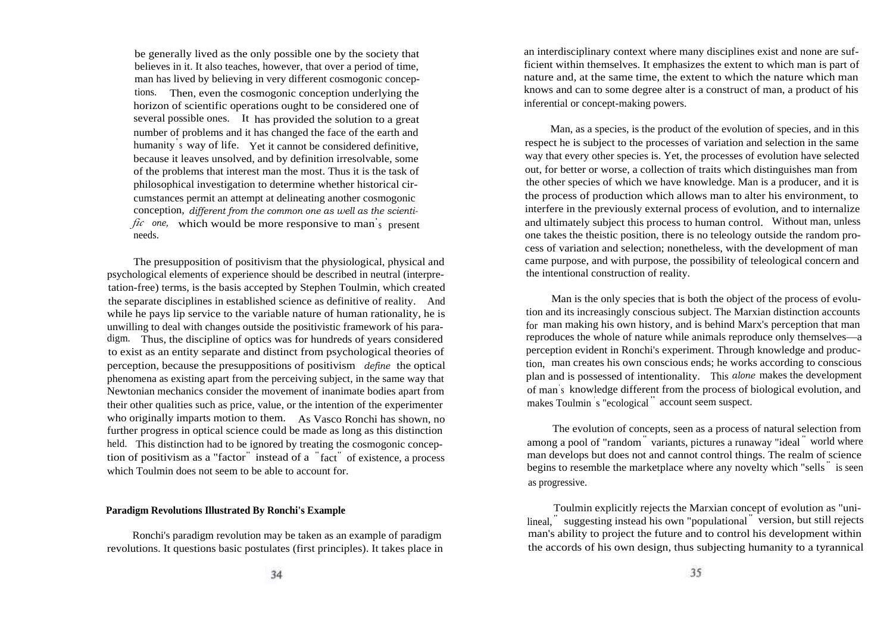be generally lived as the only possible one by the society that believes in it. It also teaches, however, that over a period of time, man has lived by believing in very different cosmogonic conceptions. Then, even the cosmogonic conception underlying the horizon of scientific operations ought to be considered one of several possible ones. It has provided the solution to a great number of problems and it has changed the face of the earth and humanity's way of life. Yet it cannot be considered definitive, because it leaves unsolved, and by definition irresolvable, some of the problems that interest man the most. Thus it is the task of philosophical investigation to determine whether historical circumstances permit an attempt at delineating another cosmogonic conception, *different from the common one as well as the scientific one,* which would be more responsive to man's present needs.

The presupposition of positivism that the physiological, physical and psychological elements of experience should be described in neutral (interpretation-free) terms, is the basis accepted by Stephen Toulmin, which created the separate disciplines in established science as definitive of reality. And while he pays lip service to the variable nature of human rationality, he is unwilling to deal with changes outside the positivistic framework of his paradigm. Thus, the discipline of optics was for hundreds of years considered to exist as an entity separate and distinct from psychological theories of perception, because the presuppositions of positivism *define* the optical phenomena as existing apart from the perceiving subject, in the same way that Newtonian mechanics consider the movement of inanimate bodies apart from their other qualities such as price, value, or the intention of the experimenter who originally imparts motion to them. As Vasco Ronchi has shown, no further progress in optical science could be made as long as this distinction held. This distinction had to be ignored by treating the cosmogonic conception of positivism as a "factor" instead of a "fact" of existence, a process which Toulmin does not seem to be able to account for.

**Paradigm Revolutions Illustrated By Ronchi's Example**

Ronchi's paradigm revolution may be taken as an example of paradigm revolutions. It questions basic postulates (first principles). It takes place in an interdisciplinary context where many disciplines exist and none are sufficient within themselves. It emphasizes the extent to which man is part of nature and, at the same time, the extent to which the nature which man knows and can to some degree alter is a construct of man, a product of his inferential or concept-making powers.

Man, as a species, is the product of the evolution of species, and in this respect he is subject to the processes of variation and selection in the same way that every other species is. Yet, the processes of evolution have selected out, for better or worse, a collection of traits which distinguishes man from the other species of which we have knowledge. Man is a producer, and it is the process of production which allows man to alter his environment, to interfere in the previously external process of evolution, and to internalize and ultimately subject this process to human control. Without man, unless one takes the theistic position, there is no teleology outside the random process of variation and selection; nonetheless, with the development of man came purpose, and with purpose, the possibility of teleological concern and the intentional construction of reality.

Man is the only species that is both the object of the process of evolution and its increasingly conscious subject. The Marxian distinction accounts for man making his own history, and is behind Marx's perception that man reproduces the whole of nature while animals reproduce only themselves—a perception evident in Ronchi's experiment. Through knowledge and production, man creates his own conscious ends; he works according to conscious plan and is possessed of intentionality. This *alone* makes the development of man's knowledge different from the process of biological evolution, and makes Toulmin's "ecological" account seem suspect.

The evolution of concepts, seen as a process of natural selection from among a pool of "random" variants, pictures a runaway "ideal" world where man develops but does not and cannot control things. The realm of science begins to resemble the marketplace where any novelty which "sells" is seen as progressive.

Toulmin explicitly rejects the Marxian concept of evolution as "unilineal," suggesting instead his own "populational" version, but still rejects man's ability to project the future and to control his development within the accords of his own design, thus subjecting humanity to a tyrannical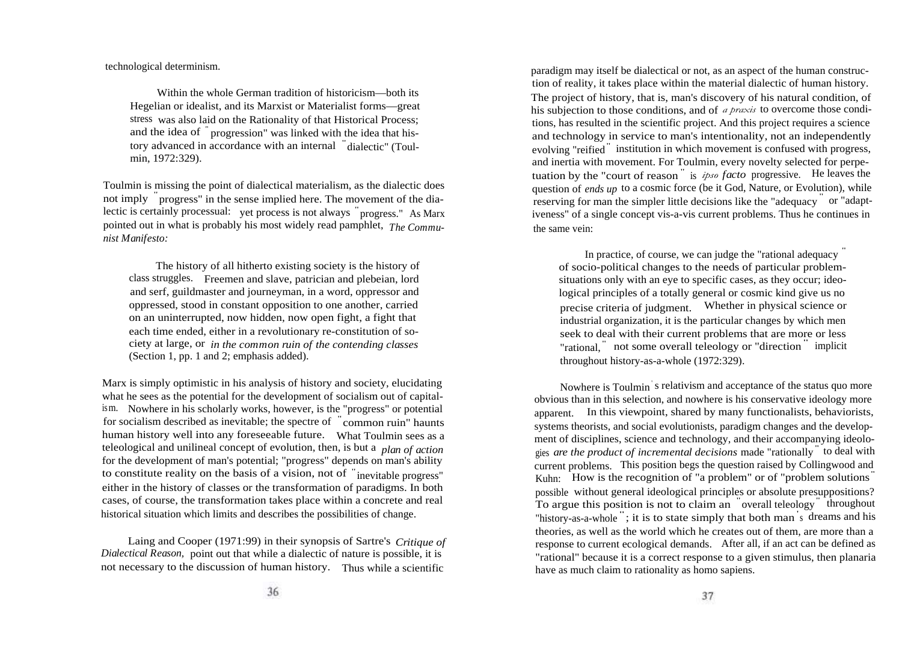technological determinism.

> Within the whole German tradition of historicism—both its Hegelian or idealist, and its Marxist or Materialist forms—great stress was also laid on the Rationality of that Historical Process; and the idea of "progression" was linked with the idea that history advanced in accordance with an internal "dialectic" (Toulmin, 1972:329).

Toulmin is missing the point of dialectical materialism, as the dialectic does not imply "progress" in the sense implied here. The movement of the dialectic is certainly processual: yet process is not always "progress." As Marx pointed out in what is probably his most widely read pamphlet, *The Communist Manifesto:*

> The history of all hitherto existing society is the history of class struggles. Freemen and slave, patrician and plebeian, lord and serf, guildmaster and journeyman, in a word, oppressor and oppressed, stood in constant opposition to one another, carried on an uninterrupted, now hidden, now open fight, a fight that each time ended, either in a revolutionary re-constitution of society at large, or *in the common ruin of the contending classes* (Section 1, pp. 1 and 2; emphasis added).

Marx is simply optimistic in his analysis of history and society, elucidating what he sees as the potential for the development of socialism out of capitalism. Nowhere in his scholarly works, however, is the "progress" or potential for socialism described as inevitable; the spectre of "common ruin" haunts human history well into any foreseeable future. What Toulmin sees as a teleological and unilineal concept of evolution, then, is but a *plan of action* for the development of man's potential; "progress" depends on man's ability to constitute reality on the basis of a vision, not of "inevitable progress" either in the history of classes or the transformation of paradigms. In both cases, of course, the transformation takes place within a concrete and real historical situation which limits and describes the possibilities of change.

Laing and Cooper (1971:99) in their synopsis of Sartre's *Critique of Dialectical Reason,* point out that while a dialectic of nature is possible, it is not necessary to the discussion of human history. Thus while a scientific paradigm may itself be dialectical or not, as an aspect of the human construction of reality, it takes place within the material dialectic of human history. The project of history, that is, man's discovery of his natural condition, of his subjection to those conditions, and of *a praxis* to overcome those conditions, has resulted in the scientific project. And this project requires a science and technology in service to man's intentionality, not an independently evolving "reified" institution in which movement is confused with progress, and inertia with movement. For Toulmin, every novelty selected for perpetuation by the "court of reason" is *ipso facto* progressive. He leaves the question of *ends up* to a cosmic force (be it God, Nature, or Evolution), while reserving for man the simpler little decisions like the "adequacy" or "adaptiveness" of a single concept vis-a-vis current problems. Thus he continues in the same vein:

> In practice, of course, we can judge the "rational adequacy" of socio-political changes to the needs of particular problem-situations only with an eye to specific cases, as they occur; ideological principles of a totally general or cosmic kind give us no precise criteria of judgment. Whether in physical science or industrial organization, it is the particular changes by which men seek to deal with their current problems that are more or less "rational," not some overall teleology or "direction" implicit throughout history-as-a-whole (1972:329).

Nowhere is Toulmin's relativism and acceptance of the status quo more obvious than in this selection, and nowhere is his conservative ideology more apparent. In this viewpoint, shared by many functionalists, behaviorists, systems theorists, and social evolutionists, paradigm changes and the development of disciplines, science and technology, and their accompanying ideologies *are the product of incremental decisions* made "rationally" to deal with current problems. This position begs the question raised by Collingwood and Kuhn: How is the recognition of "a problem" or of "problem solutions" possible without general ideological principles or absolute presuppositions? To argue this position is not to claim an "overall teleology" throughout "history-as-a-whole"; it is to state simply that both man's dreams and his theories, as well as the world which he creates out of them, are more than a response to current ecological demands. After all, if an act can be defined as "rational" because it is a correct response to a given stimulus, then planaria have as much claim to rationality as homo sapiens.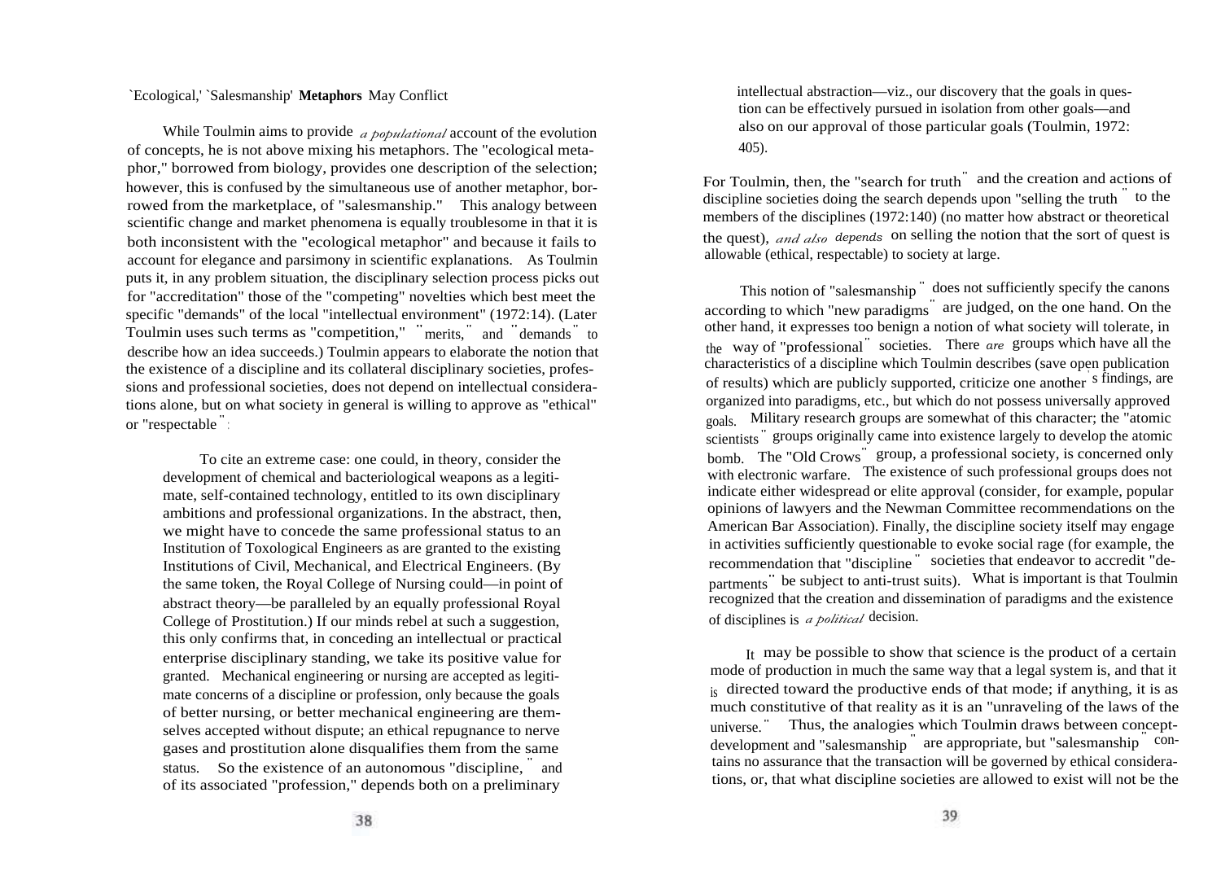## 'Ecological,' 'Salesmanship' **Metaphors** May Conflict

While Toulmin aims to provide *a populational* account of the evolution of concepts, he is not above mixing his metaphors. The "ecological metaphor," borrowed from biology, provides one description of the selection; however, this is confused by the simultaneous use of another metaphor, borrowed from the marketplace, of "salesmanship." This analogy between scientific change and market phenomena is equally troublesome in that it is both inconsistent with the "ecological metaphor" and because it fails to account for elegance and parsimony in scientific explanations. As Toulmin puts it, in any problem situation, the disciplinary selection process picks out for "accreditation" those of the "competing" novelties which best meet the specific "demands" of the local "intellectual environment" (1972:14). (Later Toulmin uses such terms as "competition," "merits," and "demands" to describe how an idea succeeds.) Toulmin appears to elaborate the notion that the existence of a discipline and its collateral disciplinary societies, professions and professional societies, does not depend on intellectual considerations alone, but on what society in general is willing to approve as "ethical" or "respectable":

> To cite an extreme case: one could, in theory, consider the development of chemical and bacteriological weapons as a legitimate, self-contained technology, entitled to its own disciplinary ambitions and professional organizations. In the abstract, then, we might have to concede the same professional status to an Institution of Toxological Engineers as are granted to the existing Institutions of Civil, Mechanical, and Electrical Engineers. (By the same token, the Royal College of Nursing could—in point of abstract theory—be paralleled by an equally professional Royal College of Prostitution.) If our minds rebel at such a suggestion, this only confirms that, in conceding an intellectual or practical enterprise disciplinary standing, we take its positive value for granted. Mechanical engineering or nursing are accepted as legitimate concerns of a discipline or profession, only because the goals of better nursing, or better mechanical engineering are themselves accepted without dispute; an ethical repugnance to nerve gases and prostitution alone disqualifies them from the same status. So the existence of an autonomous "discipline," and of its associated "profession," depends both on a preliminary intellectual abstraction—viz., our discovery that the goals in question can be effectively pursued in isolation from other goals—and also on our approval of those particular goals (Toulmin, 1972: 405).

For Toulmin, then, the "search for truth" and the creation and actions of discipline societies doing the search depends upon "selling the truth" to the members of the disciplines (1972:140) (no matter how abstract or theoretical the quest), *and also depends* on selling the notion that the sort of quest is allowable (ethical, respectable) to society at large.

This notion of "salesmanship" does not sufficiently specify the canons according to which "new paradigms" are judged, on the one hand. On the other hand, it expresses too benign a notion of what society will tolerate, in the way of "professional" societies. There *are* groups which have all the characteristics of a discipline which Toulmin describes (save open publication of results) which are publicly supported, criticize one another's findings, are organized into paradigms, etc., but which do not possess universally approved goals. Military research groups are somewhat of this character; the "atomic scientists" groups originally came into existence largely to develop the atomic bomb. The "Old Crows" group, a professional society, is concerned only with electronic warfare. The existence of such professional groups does not indicate either widespread or elite approval (consider, for example, popular opinions of lawyers and the Newman Committee recommendations on the American Bar Association). Finally, the discipline society itself may engage in activities sufficiently questionable to evoke social rage (for example, the recommendation that "discipline" societies that endeavor to accredit "departments" be subject to anti-trust suits). What is important is that Toulmin recognized that the creation and dissemination of paradigms and the existence of disciplines is *a political* decision.

It may be possible to show that science is the product of a certain mode of production in much the same way that a legal system is, and that it is directed toward the productive ends of that mode; if anything, it is as much constitutive of that reality as it is an "unraveling of the laws of the universe." Thus, the analogies which Toulmin draws between concept-development and "salesmanship" are appropriate, but "salesmanship" contains no assurance that the transaction will be governed by ethical considerations, or, that what discipline societies are allowed to exist will not be the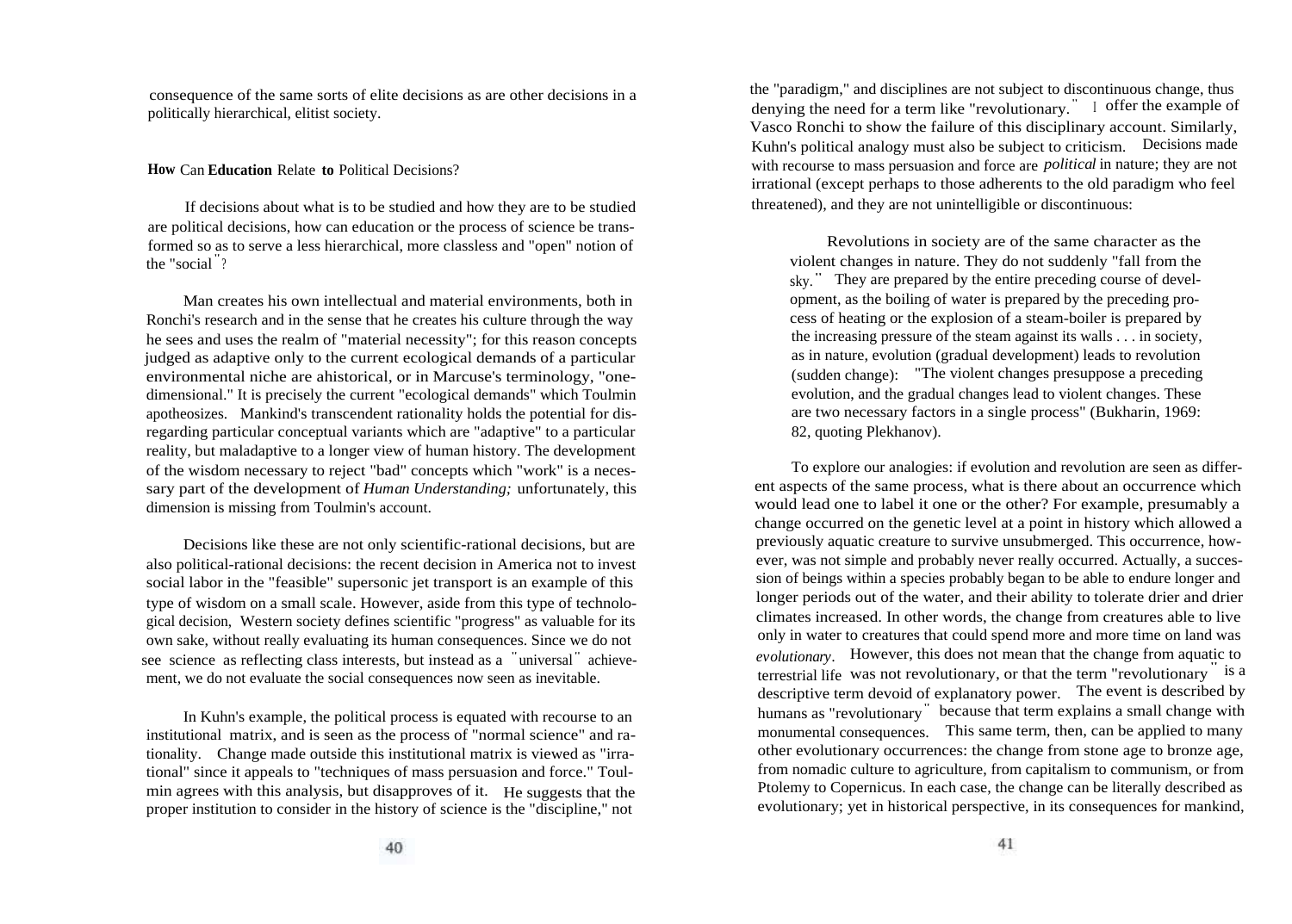consequence of the same sorts of elite decisions as are other decisions in a politically hierarchical, elitist society.

## How Can Education Relate to Political Decisions?

If decisions about what is to be studied and how they are to be studied are political decisions, how can education or the process of science be transformed so as to serve a less hierarchical, more classless and "open" notion of the "social"?

Man creates his own intellectual and material environments, both in Ronchi's research and in the sense that he creates his culture through the way he sees and uses the realm of "material necessity"; for this reason concepts judged as adaptive only to the current ecological demands of a particular environmental niche are ahistorical, or in Marcuse's terminology, "one-dimensional." It is precisely the current "ecological demands" which Toulmin apotheosizes. Mankind's transcendent rationality holds the potential for disregarding particular conceptual variants which are "adaptive" to a particular reality, but maladaptive to a longer view of human history. The development of the wisdom necessary to reject "bad" concepts which "work" is a necessary part of the development of *Human Understanding;* unfortunately, this dimension is missing from Toulmin's account.

Decisions like these are not only scientific-rational decisions, but are also political-rational decisions: the recent decision in America not to invest social labor in the "feasible" supersonic jet transport is an example of this type of wisdom on a small scale. However, aside from this type of technological decision, Western society defines scientific "progress" as valuable for its own sake, without really evaluating its human consequences. Since we do not see science as reflecting class interests, but instead as a "universal" achievement, we do not evaluate the social consequences now seen as inevitable.

In Kuhn's example, the political process is equated with recourse to an institutional matrix, and is seen as the process of "normal science" and rationality. Change made outside this institutional matrix is viewed as "irrational" since it appeals to "techniques of mass persuasion and force." Toulmin agrees with this analysis, but disapproves of it. He suggests that the proper institution to consider in the history of science is the "discipline," not the "paradigm," and disciplines are not subject to discontinuous change, thus denying the need for a term like "revolutionary." I offer the example of Vasco Ronchi to show the failure of this disciplinary account. Similarly, Kuhn's political analogy must also be subject to criticism. Decisions made with recourse to mass persuasion and force are *political* in nature; they are not irrational (except perhaps to those adherents to the old paradigm who feel threatened), and they are not unintelligible or discontinuous:

> Revolutions in society are of the same character as the violent changes in nature. They do not suddenly "fall from the sky." They are prepared by the entire preceding course of development, as the boiling of water is prepared by the preceding process of heating or the explosion of a steam-boiler is prepared by the increasing pressure of the steam against its walls . . . in society, as in nature, evolution (gradual development) leads to revolution (sudden change): "The violent changes presuppose a preceding evolution, and the gradual changes lead to violent changes. These are two necessary factors in a single process" (Bukharin, 1969: 82, quoting Plekhanov).

To explore our analogies: if evolution and revolution are seen as different aspects of the same process, what is there about an occurrence which would lead one to label it one or the other? For example, presumably a change occurred on the genetic level at a point in history which allowed a previously aquatic creature to survive unsubmerged. This occurrence, however, was not simple and probably never really occurred. Actually, a succession of beings within a species probably began to be able to endure longer and longer periods out of the water, and their ability to tolerate drier and drier climates increased. In other words, the change from creatures able to live only in water to creatures that could spend more and more time on land was *evolutionary*. However, this does not mean that the change from aquatic to terrestrial life was not revolutionary, or that the term "revolutionary" is a descriptive term devoid of explanatory power. The event is described by humans as "revolutionary" because that term explains a small change with monumental consequences. This same term, then, can be applied to many other evolutionary occurrences: the change from stone age to bronze age, from nomadic culture to agriculture, from capitalism to communism, or from Ptolemy to Copernicus. In each case, the change can be literally described as evolutionary; yet in historical perspective, in its consequences for mankind,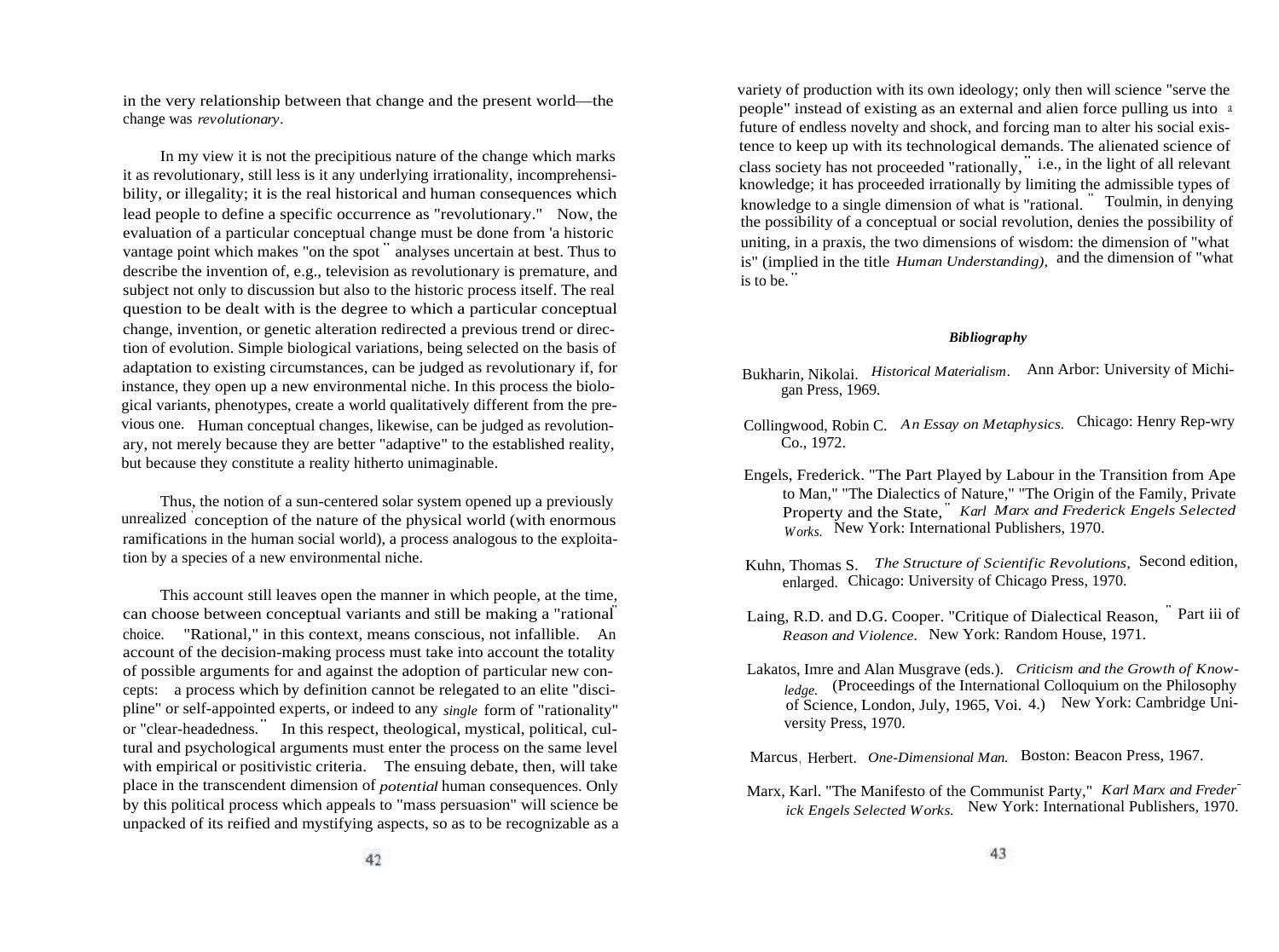in the very relationship between that change and the present world—the change was *revolutionary*.

In my view it is not the precipitious nature of the change which marks it as revolutionary, still less is it any underlying irrationality, incomprehensibility, or illegality; it is the real historical and human consequences which lead people to define a specific occurrence as "revolutionary." Now, the evaluation of a particular conceptual change must be done from 'a historic vantage point which makes "on the spot" analyses uncertain at best. Thus to describe the invention of, e.g., television as revolutionary is premature, and subject not only to discussion but also to the historic process itself. The real question to be dealt with is the degree to which a particular conceptual change, invention, or genetic alteration redirected a previous trend or direction of evolution. Simple biological variations, being selected on the basis of adaptation to existing circumstances, can be judged as revolutionary if, for instance, they open up a new environmental niche. In this process the biological variants, phenotypes, create a world qualitatively different from the previous one. Human conceptual changes, likewise, can be judged as revolutionary, not merely because they are better "adaptive" to the established reality, but because they constitute a reality hitherto unimaginable.

Thus, the notion of a sun-centered solar system opened up a previously unrealized conception of the nature of the physical world (with enormous ramifications in the human social world), a process analogous to the exploitation by a species of a new environmental niche.

This account still leaves open the manner in which people, at the time, can choose between conceptual variants and still be making a "rational" choice. "Rational," in this context, means conscious, not infallible. An account of the decision-making process must take into account the totality of possible arguments for and against the adoption of particular new concepts: a process which by definition cannot be relegated to an elite "discipline" or self-appointed experts, or indeed to any *single* form of "rationality" or "clear-headedness." In this respect, theological, mystical, political, cultural and psychological arguments must enter the process on the same level with empirical or positivistic criteria. The ensuing debate, then, will take place in the transcendent dimension of *potential* human consequences. Only by this political process which appeals to "mass persuasion" will science be unpacked of its reified and mystifying aspects, so as to be recognizable as a variety of production with its own ideology; only then will science "serve the people" instead of existing as an external and alien force pulling us into a future of endless novelty and shock, and forcing man to alter his social existence to keep up with its technological demands. The alienated science of class society has not proceeded "rationally," i.e., in the light of all relevant knowledge; it has proceeded irrationally by limiting the admissible types of knowledge to a single dimension of what is "rational." Toulmin, in denying the possibility of a conceptual or social revolution, denies the possibility of uniting, in a praxis, the two dimensions of wisdom: the dimension of "what is" (implied in the title *Human Understanding),* and the dimension of "what is to be."

### *Bibliography*

Bukharin, Nikolai. *Historical Materialism*. Ann Arbor: University of Michigan Press, 1969.

Collingwood, Robin C. *An Essay on Metaphysics.* Chicago: Henry Rep-wry Co., 1972.

Engels, Frederick. "The Part Played by Labour in the Transition from Ape to Man," "The Dialectics of Nature," "The Origin of the Family, Private Property and the State," *Karl Marx and Frederick Engels Selected Works.* New York: International Publishers, 1970.

Kuhn, Thomas S. *The Structure of Scientific Revolutions,* Second edition, enlarged. Chicago: University of Chicago Press, 1970.

Laing, R.D. and D.G. Cooper. "Critique of Dialectical Reason," Part iii of *Reason and Violence.* New York: Random House, 1971.

Lakatos, Imre and Alan Musgrave (eds.). *Criticism and the Growth of Knowledge.* (Proceedings of the International Colloquium on the Philosophy of Science, London, July, 1965, Voi. 4.) New York: Cambridge University Press, 1970.

Marcus, Herbert. *One-Dimensional Man.* Boston: Beacon Press, 1967.

Marx, Karl. "The Manifesto of the Communist Party," *Karl Marx and Frederick Engels Selected Works.* New York: International Publishers, 1970.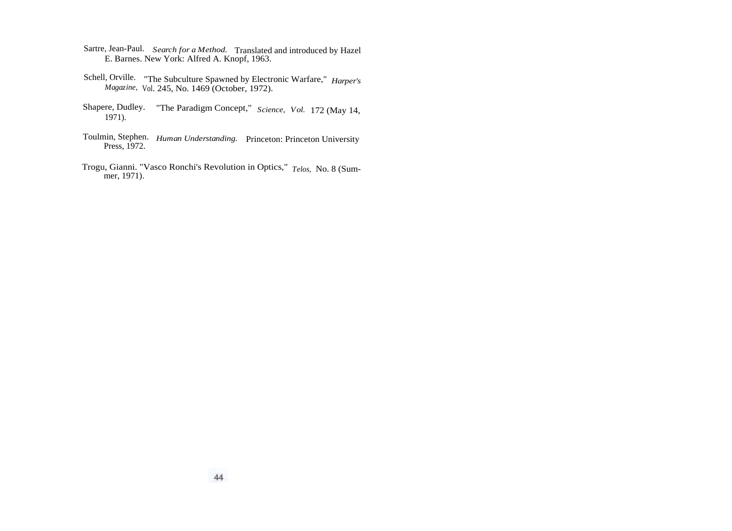Sartre, Jean-Paul. *Search for a Method.* Translated and introduced by Hazel E. Barnes. New York: Alfred A. Knopf, 1963.

Schell, Orville. "The Subculture Spawned by Electronic Warfare," *Harper's Magazine,* Vol. 245, No. 1469 (October, 1972).

Shapere, Dudley. "The Paradigm Concept," *Science, Vol.* 172 (May 14, 1971).

Toulmin, Stephen. *Human Understanding.* Princeton: Princeton University Press, 1972.

Trogu, Gianni. "Vasco Ronchi's Revolution in Optics," *Telos,* No. 8 (Summer, 1971).